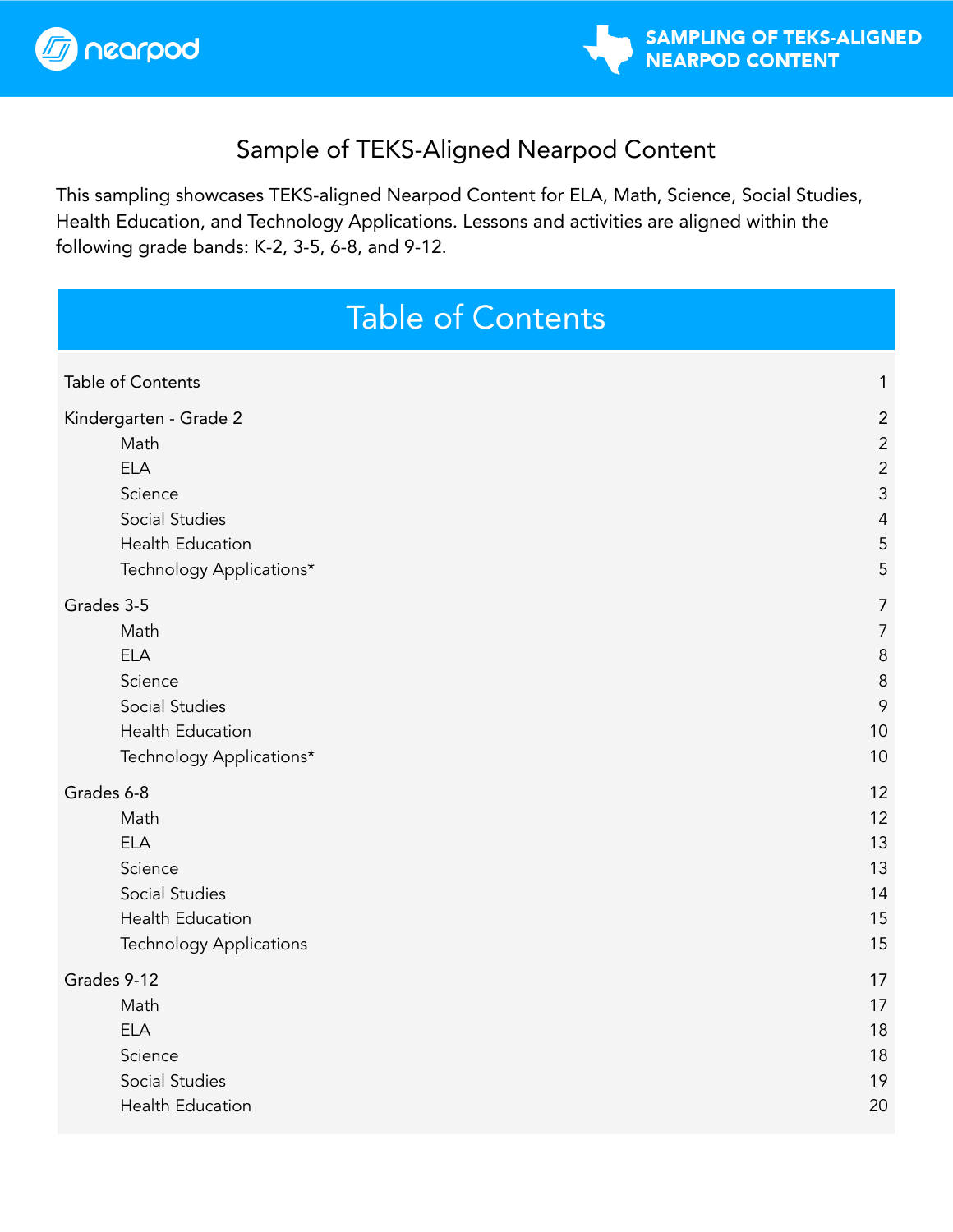# Sample of TEKS-Aligned Nearpod Content

This sampling showcases TEKS-aligned Nearpod Content for ELA, Math, Science, Social Studies, Health Education, and Technology Applications. Lessons and activities are aligned within the following grade bands: K-2, 3-5, 6-8, and 9-12.

## Table of Contents

| | |
|---|---|
| Table of Contents | 1 |
| Kindergarten - Grade 2 | 2 |
| &nbsp;&nbsp;&nbsp;&nbsp;Math | 2 |
| &nbsp;&nbsp;&nbsp;&nbsp;ELA | 2 |
| &nbsp;&nbsp;&nbsp;&nbsp;Science | 3 |
| &nbsp;&nbsp;&nbsp;&nbsp;Social Studies | 4 |
| &nbsp;&nbsp;&nbsp;&nbsp;Health Education | 5 |
| &nbsp;&nbsp;&nbsp;&nbsp;Technology Applications* | 5 |
| Grades 3-5 | 7 |
| &nbsp;&nbsp;&nbsp;&nbsp;Math | 7 |
| &nbsp;&nbsp;&nbsp;&nbsp;ELA | 8 |
| &nbsp;&nbsp;&nbsp;&nbsp;Science | 8 |
| &nbsp;&nbsp;&nbsp;&nbsp;Social Studies | 9 |
| &nbsp;&nbsp;&nbsp;&nbsp;Health Education | 10 |
| &nbsp;&nbsp;&nbsp;&nbsp;Technology Applications* | 10 |
| Grades 6-8 | 12 |
| &nbsp;&nbsp;&nbsp;&nbsp;Math | 12 |
| &nbsp;&nbsp;&nbsp;&nbsp;ELA | 13 |
| &nbsp;&nbsp;&nbsp;&nbsp;Science | 13 |
| &nbsp;&nbsp;&nbsp;&nbsp;Social Studies | 14 |
| &nbsp;&nbsp;&nbsp;&nbsp;Health Education | 15 |
| &nbsp;&nbsp;&nbsp;&nbsp;Technology Applications | 15 |
| Grades 9-12 | 17 |
| &nbsp;&nbsp;&nbsp;&nbsp;Math | 17 |
| &nbsp;&nbsp;&nbsp;&nbsp;ELA | 18 |
| &nbsp;&nbsp;&nbsp;&nbsp;Science | 18 |
| &nbsp;&nbsp;&nbsp;&nbsp;Social Studies | 19 |
| &nbsp;&nbsp;&nbsp;&nbsp;Health Education | 20 |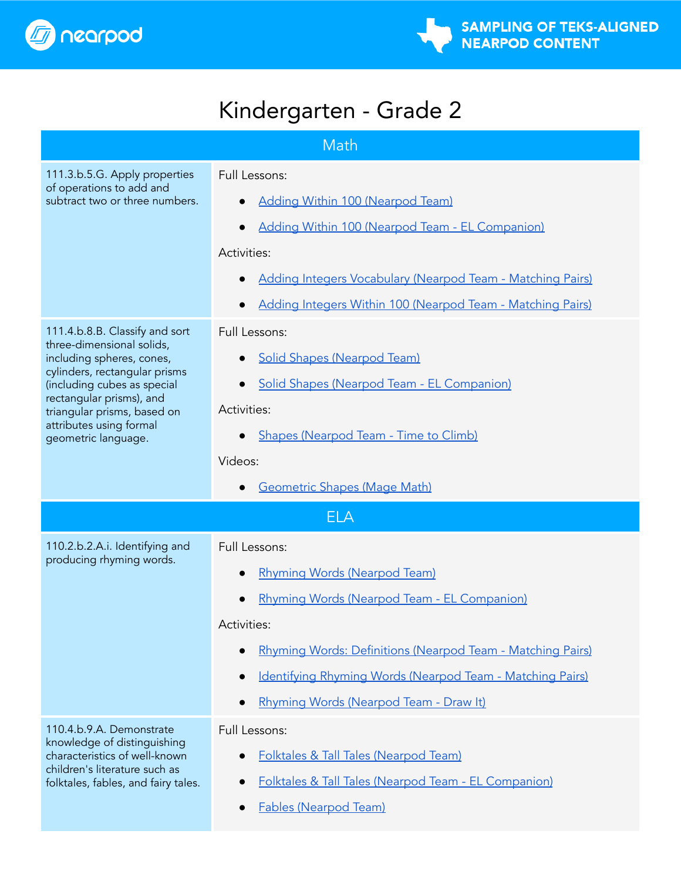# Kindergarten - Grade 2

## Math

| Standard | Content |
|---|---|
| 111.3.b.5.G. Apply properties of operations to add and subtract two or three numbers. | Full Lessons:<br>• Adding Within 100 (Nearpod Team)<br>• Adding Within 100 (Nearpod Team - EL Companion)<br>Activities:<br>• Adding Integers Vocabulary (Nearpod Team - Matching Pairs)<br>• Adding Integers Within 100 (Nearpod Team - Matching Pairs) |
| 111.4.b.8.B. Classify and sort three-dimensional solids, including spheres, cones, cylinders, rectangular prisms (including cubes as special rectangular prisms), and triangular prisms, based on attributes using formal geometric language. | Full Lessons:<br>• Solid Shapes (Nearpod Team)<br>• Solid Shapes (Nearpod Team - EL Companion)<br>Activities:<br>• Shapes (Nearpod Team - Time to Climb)<br>Videos:<br>• Geometric Shapes (Mage Math) |

## ELA

| Standard | Content |
|---|---|
| 110.2.b.2.A.i. Identifying and producing rhyming words. | Full Lessons:<br>• Rhyming Words (Nearpod Team)<br>• Rhyming Words (Nearpod Team - EL Companion)<br>Activities:<br>• Rhyming Words: Definitions (Nearpod Team - Matching Pairs)<br>• Identifying Rhyming Words (Nearpod Team - Matching Pairs)<br>• Rhyming Words (Nearpod Team - Draw It) |
| 110.4.b.9.A. Demonstrate knowledge of distinguishing characteristics of well-known children's literature such as folktales, fables, and fairy tales. | Full Lessons:<br>• Folktales & Tall Tales (Nearpod Team)<br>• Folktales & Tall Tales (Nearpod Team - EL Companion)<br>• Fables (Nearpod Team) |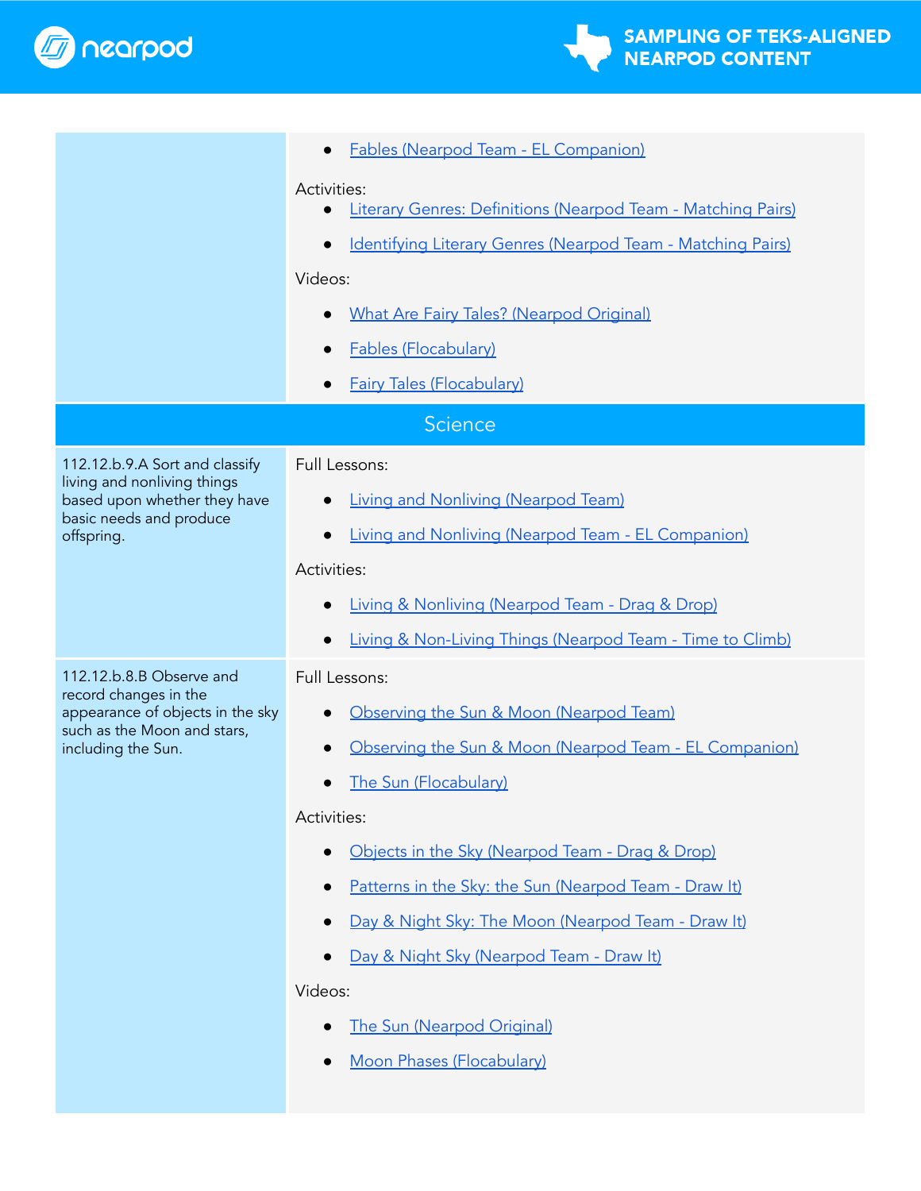| | |
|---|---|
| | • Fables (Nearpod Team - EL Companion)<br><br>Activities:<br>• Literary Genres: Definitions (Nearpod Team - Matching Pairs)<br>• Identifying Literary Genres (Nearpod Team - Matching Pairs)<br><br>Videos:<br>• What Are Fairy Tales? (Nearpod Original)<br>• Fables (Flocabulary)<br>• Fairy Tales (Flocabulary) |
| **Science** | |
| 112.12.b.9.A Sort and classify living and nonliving things based upon whether they have basic needs and produce offspring. | Full Lessons:<br>• Living and Nonliving (Nearpod Team)<br>• Living and Nonliving (Nearpod Team - EL Companion)<br><br>Activities:<br>• Living & Nonliving (Nearpod Team - Drag & Drop)<br>• Living & Non-Living Things (Nearpod Team - Time to Climb) |
| 112.12.b.8.B Observe and record changes in the appearance of objects in the sky such as the Moon and stars, including the Sun. | Full Lessons:<br>• Observing the Sun & Moon (Nearpod Team)<br>• Observing the Sun & Moon (Nearpod Team - EL Companion)<br>• The Sun (Flocabulary)<br><br>Activities:<br>• Objects in the Sky (Nearpod Team - Drag & Drop)<br>• Patterns in the Sky: the Sun (Nearpod Team - Draw It)<br>• Day & Night Sky: The Moon (Nearpod Team - Draw It)<br>• Day & Night Sky (Nearpod Team - Draw It)<br><br>Videos:<br>• The Sun (Nearpod Original)<br>• Moon Phases (Flocabulary) |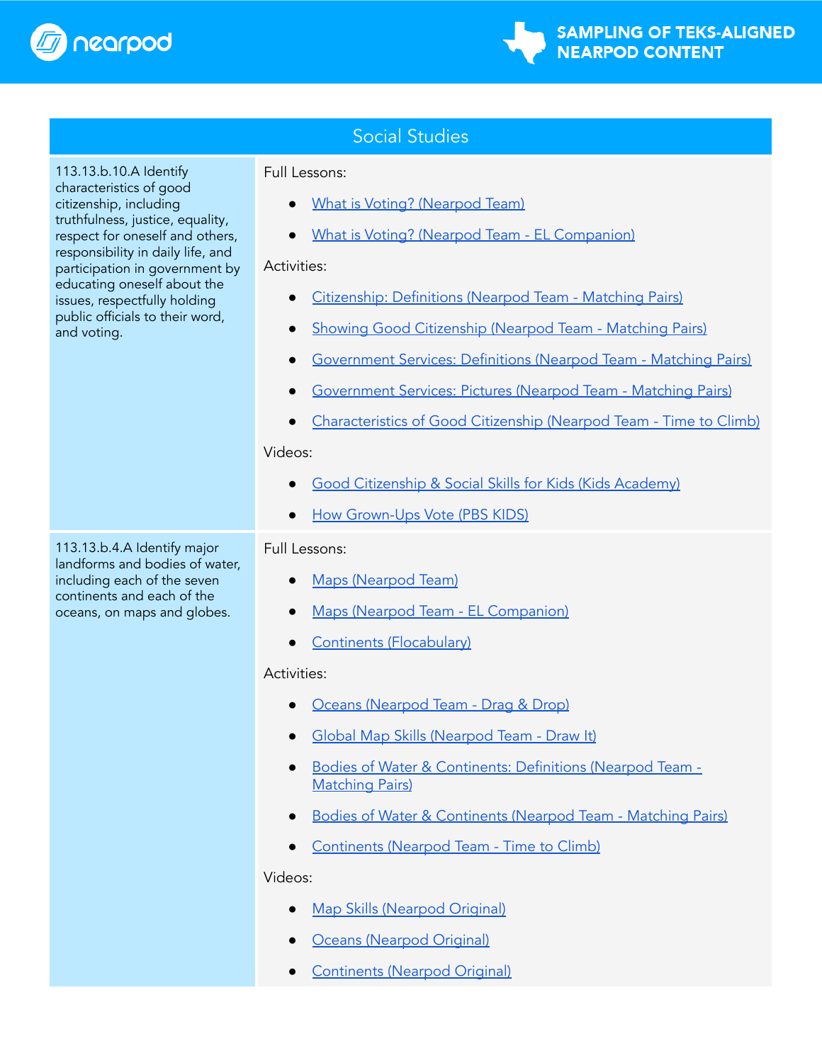| Social Studies | |
|---|---|
| 113.13.b.10.A Identify characteristics of good citizenship, including truthfulness, justice, equality, respect for oneself and others, responsibility in daily life, and participation in government by educating oneself about the issues, respectfully holding public officials to their word, and voting. | Full Lessons:<br>• What is Voting? (Nearpod Team)<br>• What is Voting? (Nearpod Team - EL Companion)<br>Activities:<br>• Citizenship: Definitions (Nearpod Team - Matching Pairs)<br>• Showing Good Citizenship (Nearpod Team - Matching Pairs)<br>• Government Services: Definitions (Nearpod Team - Matching Pairs)<br>• Government Services: Pictures (Nearpod Team - Matching Pairs)<br>• Characteristics of Good Citizenship (Nearpod Team - Time to Climb)<br>Videos:<br>• Good Citizenship & Social Skills for Kids (Kids Academy)<br>• How Grown-Ups Vote (PBS KIDS) |
| 113.13.b.4.A Identify major landforms and bodies of water, including each of the seven continents and each of the oceans, on maps and globes. | Full Lessons:<br>• Maps (Nearpod Team)<br>• Maps (Nearpod Team - EL Companion)<br>• Continents (Flocabulary)<br>Activities:<br>• Oceans (Nearpod Team - Drag & Drop)<br>• Global Map Skills (Nearpod Team - Draw It)<br>• Bodies of Water & Continents: Definitions (Nearpod Team - Matching Pairs)<br>• Bodies of Water & Continents (Nearpod Team - Matching Pairs)<br>• Continents (Nearpod Team - Time to Climb)<br>Videos:<br>• Map Skills (Nearpod Original)<br>• Oceans (Nearpod Original)<br>• Continents (Nearpod Original) |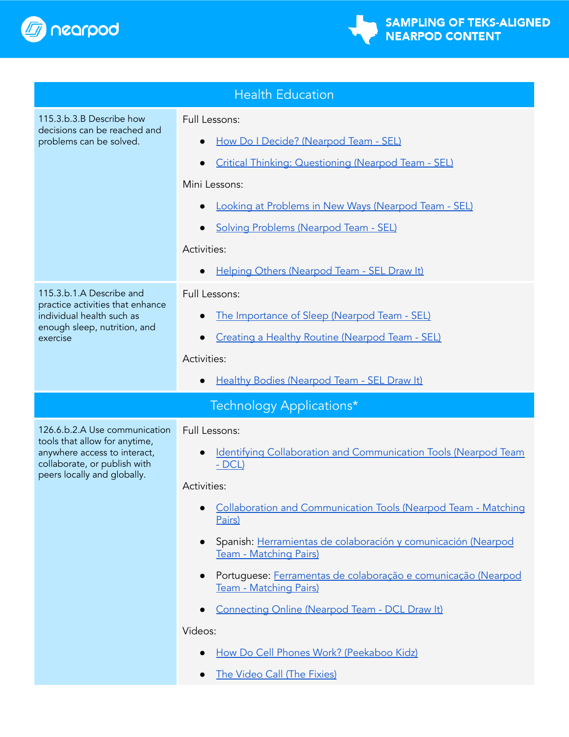## Health Education

| Standard | Content |
|---|---|
| 115.3.b.3.B Describe how decisions can be reached and problems can be solved. | Full Lessons:<br>• How Do I Decide? (Nearpod Team - SEL)<br>• Critical Thinking: Questioning (Nearpod Team - SEL)<br>Mini Lessons:<br>• Looking at Problems in New Ways (Nearpod Team - SEL)<br>• Solving Problems (Nearpod Team - SEL)<br>Activities:<br>• Helping Others (Nearpod Team - SEL Draw It) |
| 115.3.b.1.A Describe and practice activities that enhance individual health such as enough sleep, nutrition, and exercise | Full Lessons:<br>• The Importance of Sleep (Nearpod Team - SEL)<br>• Creating a Healthy Routine (Nearpod Team - SEL)<br>Activities:<br>• Healthy Bodies (Nearpod Team - SEL Draw It) |

## Technology Applications*

| Standard | Content |
|---|---|
| 126.6.b.2.A Use communication tools that allow for anytime, anywhere access to interact, collaborate, or publish with peers locally and globally. | Full Lessons:<br>• Identifying Collaboration and Communication Tools (Nearpod Team - DCL)<br>Activities:<br>• Collaboration and Communication Tools (Nearpod Team - Matching Pairs)<br>• Spanish: Herramientas de colaboración y comunicación (Nearpod Team - Matching Pairs)<br>• Portuguese: Ferramentas de colaboração e comunicação (Nearpod Team - Matching Pairs)<br>• Connecting Online (Nearpod Team - DCL Draw It)<br>Videos:<br>• How Do Cell Phones Work? (Peekaboo Kidz)<br>• The Video Call (The Fixies) |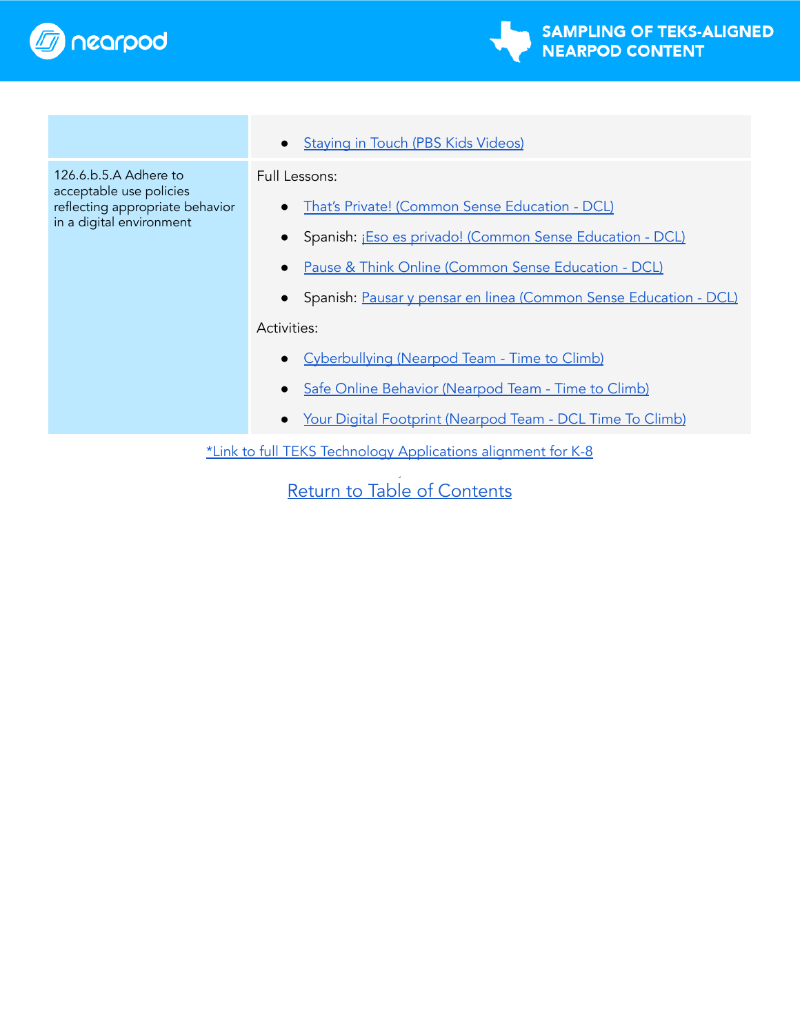| | |
|---|---|
| | • Staying in Touch (PBS Kids Videos) |
| 126.6.b.5.A Adhere to acceptable use policies reflecting appropriate behavior in a digital environment | Full Lessons:<br>• That's Private! (Common Sense Education - DCL)<br>• Spanish: ¡Eso es privado! (Common Sense Education - DCL)<br>• Pause & Think Online (Common Sense Education - DCL)<br>• Spanish: Pausar y pensar en linea (Common Sense Education - DCL)<br>Activities:<br>• Cyberbullying (Nearpod Team - Time to Climb)<br>• Safe Online Behavior (Nearpod Team - Time to Climb)<br>• Your Digital Footprint (Nearpod Team - DCL Time To Climb) |

*Link to full TEKS Technology Applications alignment for K-8

Return to Table of Contents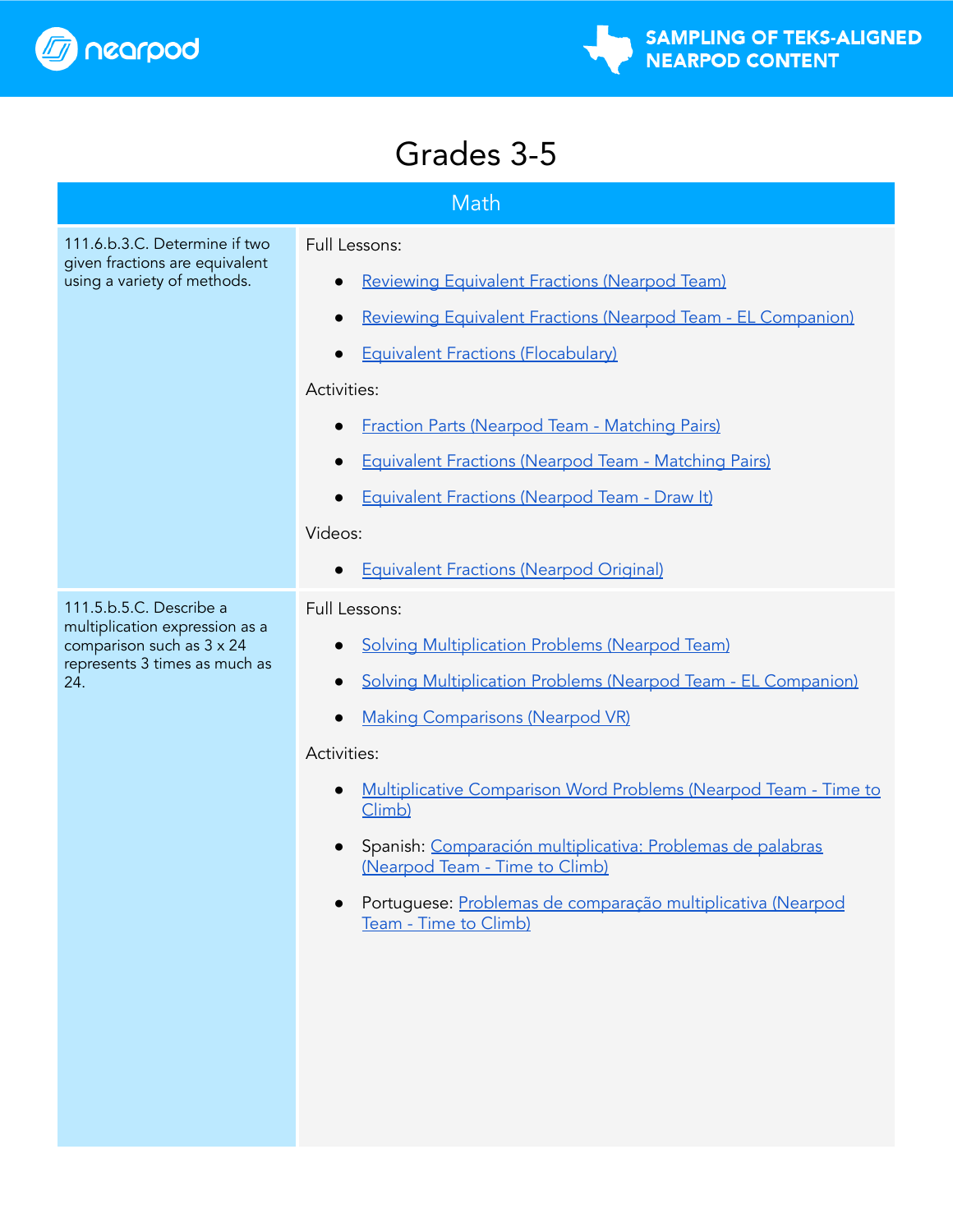# Grades 3-5

## Math

| Standard | Resources |
|---|---|
| 111.6.b.3.C. Determine if two given fractions are equivalent using a variety of methods. | Full Lessons:<br>• Reviewing Equivalent Fractions (Nearpod Team)<br>• Reviewing Equivalent Fractions (Nearpod Team - EL Companion)<br>• Equivalent Fractions (Flocabulary)<br>Activities:<br>• Fraction Parts (Nearpod Team - Matching Pairs)<br>• Equivalent Fractions (Nearpod Team - Matching Pairs)<br>• Equivalent Fractions (Nearpod Team - Draw It)<br>Videos:<br>• Equivalent Fractions (Nearpod Original) |
| 111.5.b.5.C. Describe a multiplication expression as a comparison such as 3 x 24 represents 3 times as much as 24. | Full Lessons:<br>• Solving Multiplication Problems (Nearpod Team)<br>• Solving Multiplication Problems (Nearpod Team - EL Companion)<br>• Making Comparisons (Nearpod VR)<br>Activities:<br>• Multiplicative Comparison Word Problems (Nearpod Team - Time to Climb)<br>• Spanish: Comparación multiplicativa: Problemas de palabras (Nearpod Team - Time to Climb)<br>• Portuguese: Problemas de comparação multiplicativa (Nearpod Team - Time to Climb) |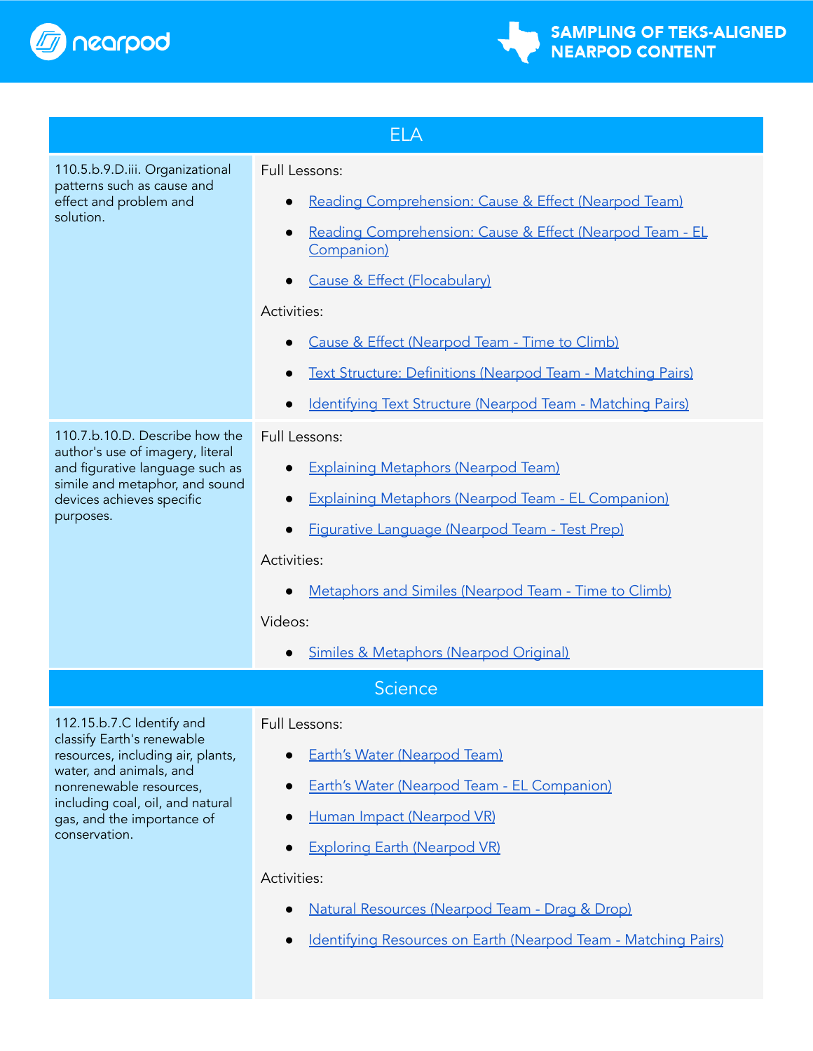## ELA

| Standard | Content |
|---|---|
| 110.5.b.9.D.iii. Organizational patterns such as cause and effect and problem and solution. | Full Lessons:<br>• Reading Comprehension: Cause & Effect (Nearpod Team)<br>• Reading Comprehension: Cause & Effect (Nearpod Team - EL Companion)<br>• Cause & Effect (Flocabulary)<br>Activities:<br>• Cause & Effect (Nearpod Team - Time to Climb)<br>• Text Structure: Definitions (Nearpod Team - Matching Pairs)<br>• Identifying Text Structure (Nearpod Team - Matching Pairs) |
| 110.7.b.10.D. Describe how the author's use of imagery, literal and figurative language such as simile and metaphor, and sound devices achieves specific purposes. | Full Lessons:<br>• Explaining Metaphors (Nearpod Team)<br>• Explaining Metaphors (Nearpod Team - EL Companion)<br>• Figurative Language (Nearpod Team - Test Prep)<br>Activities:<br>• Metaphors and Similes (Nearpod Team - Time to Climb)<br>Videos:<br>• Similes & Metaphors (Nearpod Original) |

## Science

| Standard | Content |
|---|---|
| 112.15.b.7.C Identify and classify Earth's renewable resources, including air, plants, water, and animals, and nonrenewable resources, including coal, oil, and natural gas, and the importance of conservation. | Full Lessons:<br>• Earth's Water (Nearpod Team)<br>• Earth's Water (Nearpod Team - EL Companion)<br>• Human Impact (Nearpod VR)<br>• Exploring Earth (Nearpod VR)<br>Activities:<br>• Natural Resources (Nearpod Team - Drag & Drop)<br>• Identifying Resources on Earth (Nearpod Team - Matching Pairs) |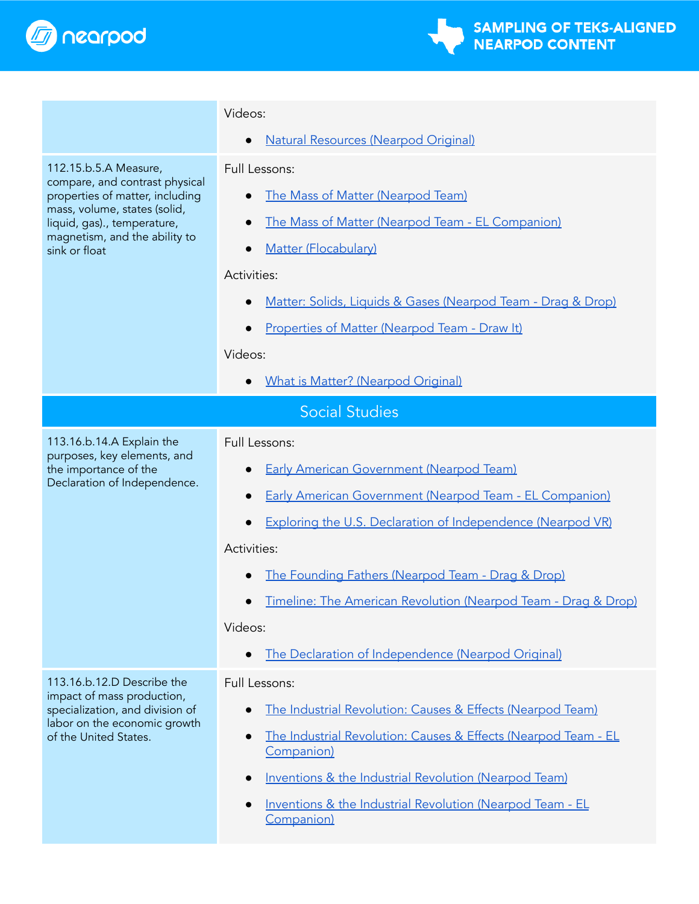| | |
|---|---|
| | Videos:<br>● Natural Resources (Nearpod Original) |
| 112.15.b.5.A Measure, compare, and contrast physical properties of matter, including mass, volume, states (solid, liquid, gas)., temperature, magnetism, and the ability to sink or float | Full Lessons:<br>● The Mass of Matter (Nearpod Team)<br>● The Mass of Matter (Nearpod Team - EL Companion)<br>● Matter (Flocabulary)<br>Activities:<br>● Matter: Solids, Liquids & Gases (Nearpod Team - Drag & Drop)<br>● Properties of Matter (Nearpod Team - Draw It)<br>Videos:<br>● What is Matter? (Nearpod Original) |
| **Social Studies** | |
| 113.16.b.14.A Explain the purposes, key elements, and the importance of the Declaration of Independence. | Full Lessons:<br>● Early American Government (Nearpod Team)<br>● Early American Government (Nearpod Team - EL Companion)<br>● Exploring the U.S. Declaration of Independence (Nearpod VR)<br>Activities:<br>● The Founding Fathers (Nearpod Team - Drag & Drop)<br>● Timeline: The American Revolution (Nearpod Team - Drag & Drop)<br>Videos:<br>● The Declaration of Independence (Nearpod Original) |
| 113.16.b.12.D Describe the impact of mass production, specialization, and division of labor on the economic growth of the United States. | Full Lessons:<br>● The Industrial Revolution: Causes & Effects (Nearpod Team)<br>● The Industrial Revolution: Causes & Effects (Nearpod Team - EL Companion)<br>● Inventions & the Industrial Revolution (Nearpod Team)<br>● Inventions & the Industrial Revolution (Nearpod Team - EL Companion) |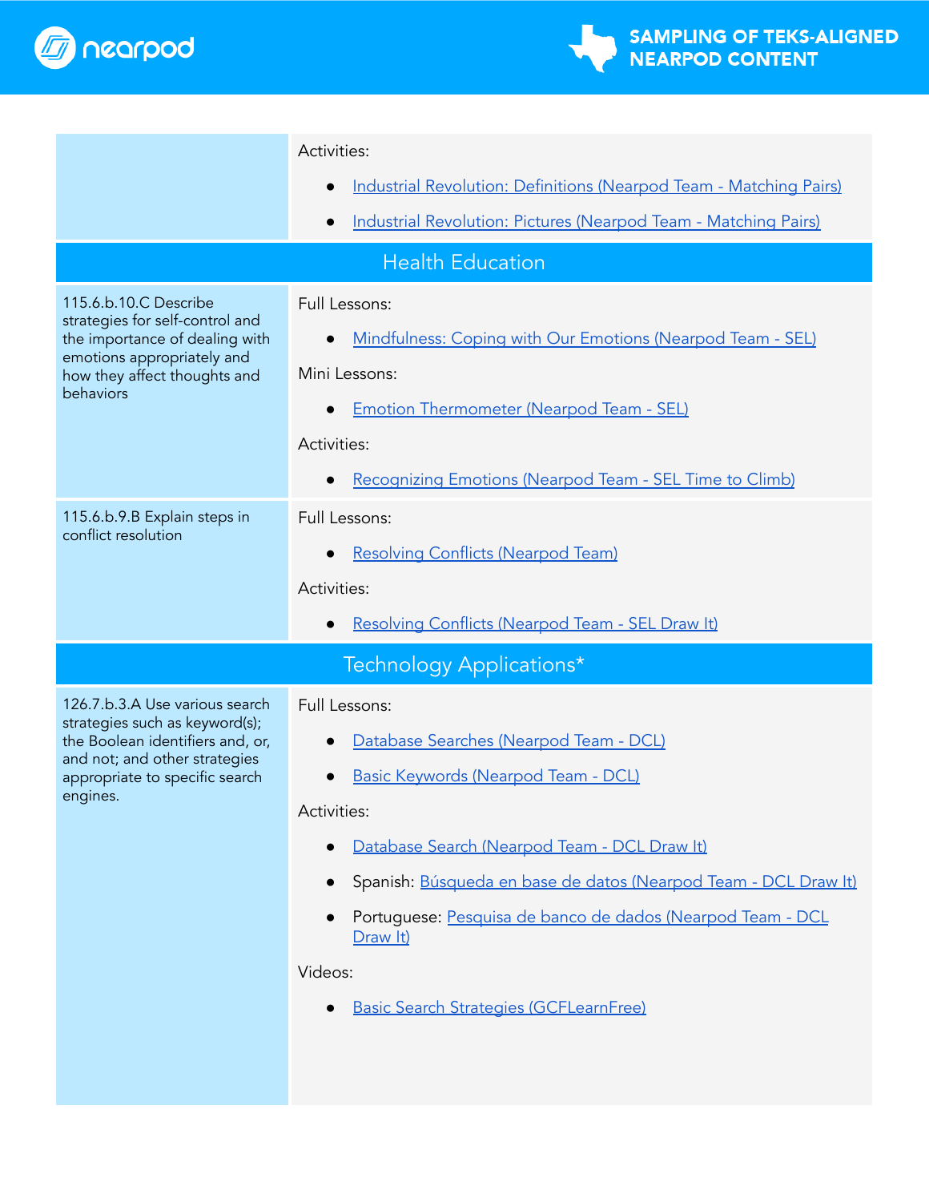| | |
|---|---|
| | Activities:<br>• Industrial Revolution: Definitions (Nearpod Team - Matching Pairs)<br>• Industrial Revolution: Pictures (Nearpod Team - Matching Pairs) |

## Health Education

| | |
|---|---|
| 115.6.b.10.C Describe strategies for self-control and the importance of dealing with emotions appropriately and how they affect thoughts and behaviors | Full Lessons:<br>• Mindfulness: Coping with Our Emotions (Nearpod Team - SEL)<br>Mini Lessons:<br>• Emotion Thermometer (Nearpod Team - SEL)<br>Activities:<br>• Recognizing Emotions (Nearpod Team - SEL Time to Climb) |
| 115.6.b.9.B Explain steps in conflict resolution | Full Lessons:<br>• Resolving Conflicts (Nearpod Team)<br>Activities:<br>• Resolving Conflicts (Nearpod Team - SEL Draw It) |

## Technology Applications*

| | |
|---|---|
| 126.7.b.3.A Use various search strategies such as keyword(s); the Boolean identifiers and, or, and not; and other strategies appropriate to specific search engines. | Full Lessons:<br>• Database Searches (Nearpod Team - DCL)<br>• Basic Keywords (Nearpod Team - DCL)<br>Activities:<br>• Database Search (Nearpod Team - DCL Draw It)<br>• Spanish: Búsqueda en base de datos (Nearpod Team - DCL Draw It)<br>• Portuguese: Pesquisa de banco de dados (Nearpod Team - DCL Draw It)<br>Videos:<br>• Basic Search Strategies (GCFLearnFree) |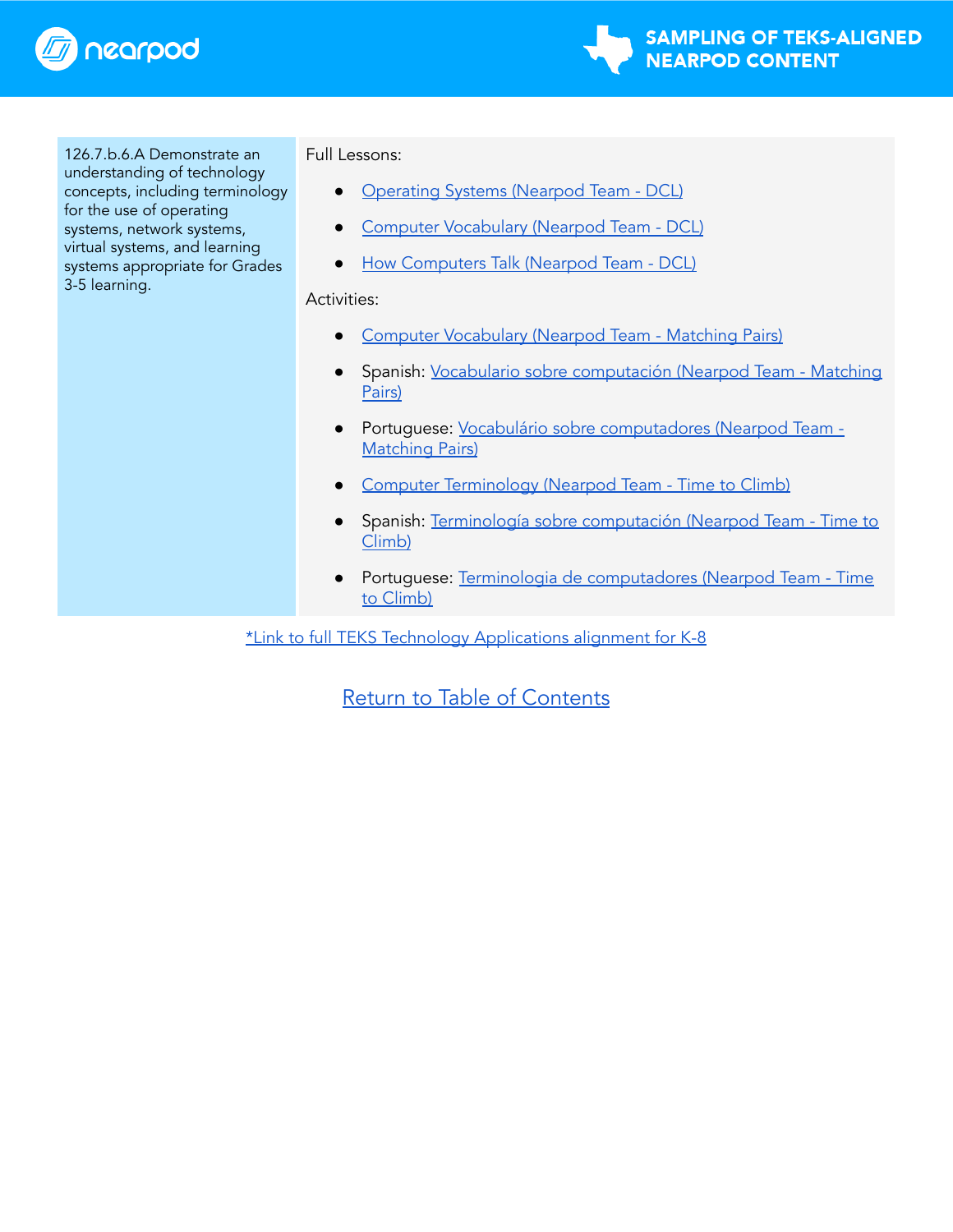| 126.7.b.6.A Demonstrate an understanding of technology concepts, including terminology for the use of operating systems, network systems, virtual systems, and learning systems appropriate for Grades 3-5 learning. | Full Lessons:<br>• Operating Systems (Nearpod Team - DCL)<br>• Computer Vocabulary (Nearpod Team - DCL)<br>• How Computers Talk (Nearpod Team - DCL)<br>Activities:<br>• Computer Vocabulary (Nearpod Team - Matching Pairs)<br>• Spanish: Vocabulario sobre computación (Nearpod Team - Matching Pairs)<br>• Portuguese: Vocabulário sobre computadores (Nearpod Team - Matching Pairs)<br>• Computer Terminology (Nearpod Team - Time to Climb)<br>• Spanish: Terminología sobre computación (Nearpod Team - Time to Climb)<br>• Portuguese: Terminologia de computadores (Nearpod Team - Time to Climb) |
|---|---|

*Link to full TEKS Technology Applications alignment for K-8

Return to Table of Contents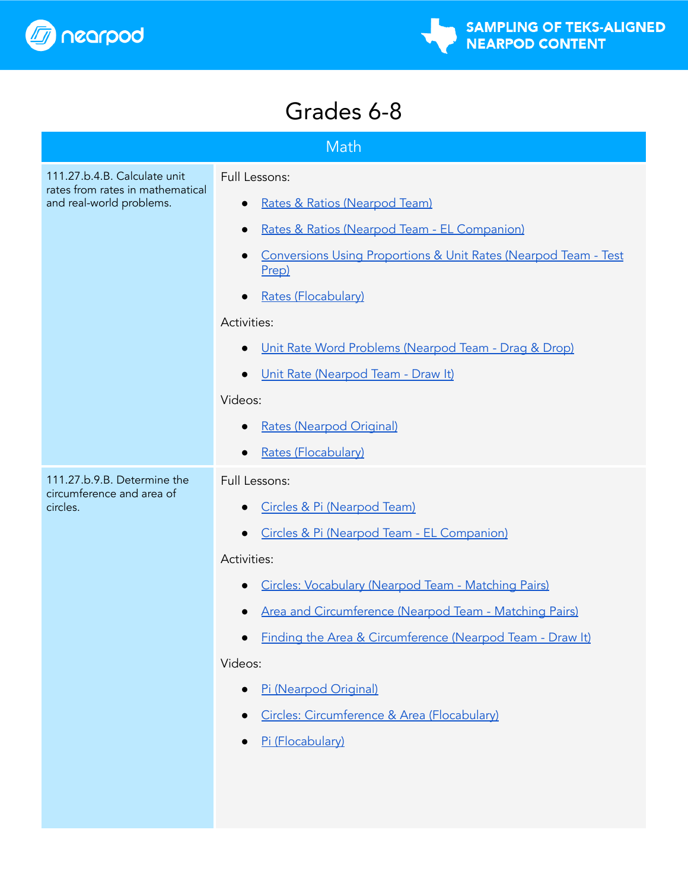# Grades 6-8

| Math | |
|---|---|
| 111.27.b.4.B. Calculate unit rates from rates in mathematical and real-world problems. | Full Lessons:<br>• Rates & Ratios (Nearpod Team)<br>• Rates & Ratios (Nearpod Team - EL Companion)<br>• Conversions Using Proportions & Unit Rates (Nearpod Team - Test Prep)<br>• Rates (Flocabulary)<br>Activities:<br>• Unit Rate Word Problems (Nearpod Team - Drag & Drop)<br>• Unit Rate (Nearpod Team - Draw It)<br>Videos:<br>• Rates (Nearpod Original)<br>• Rates (Flocabulary) |
| 111.27.b.9.B. Determine the circumference and area of circles. | Full Lessons:<br>• Circles & Pi (Nearpod Team)<br>• Circles & Pi (Nearpod Team - EL Companion)<br>Activities:<br>• Circles: Vocabulary (Nearpod Team - Matching Pairs)<br>• Area and Circumference (Nearpod Team - Matching Pairs)<br>• Finding the Area & Circumference (Nearpod Team - Draw It)<br>Videos:<br>• Pi (Nearpod Original)<br>• Circles: Circumference & Area (Flocabulary)<br>• Pi (Flocabulary) |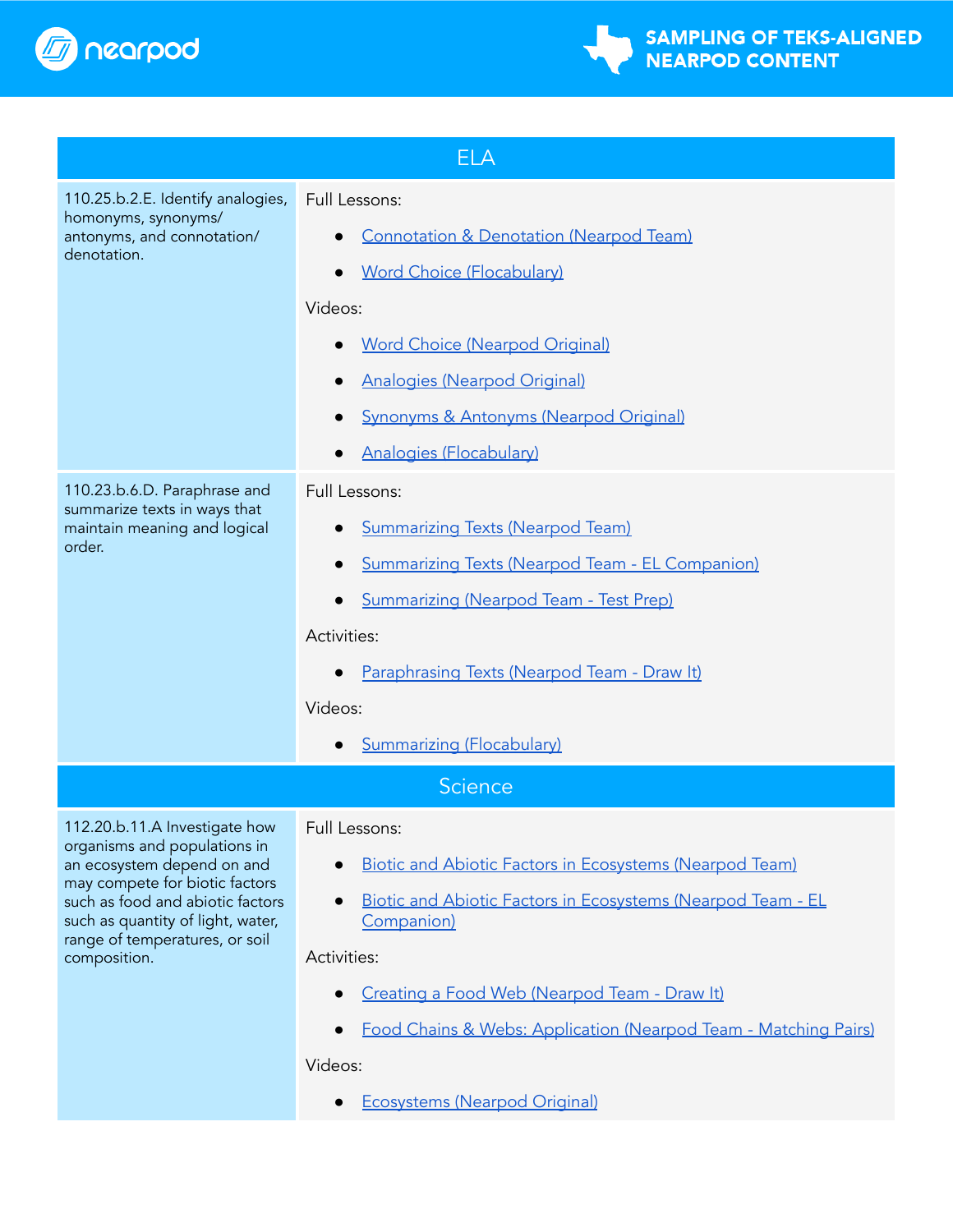# SAMPLING OF TEKS-ALIGNED NEARPOD CONTENT

| ELA | |
|---|---|
| 110.25.b.2.E. Identify analogies, homonyms, synonyms/ antonyms, and connotation/ denotation. | Full Lessons:<br>• Connotation & Denotation (Nearpod Team)<br>• Word Choice (Flocabulary)<br>Videos:<br>• Word Choice (Nearpod Original)<br>• Analogies (Nearpod Original)<br>• Synonyms & Antonyms (Nearpod Original)<br>• Analogies (Flocabulary) |
| 110.23.b.6.D. Paraphrase and summarize texts in ways that maintain meaning and logical order. | Full Lessons:<br>• Summarizing Texts (Nearpod Team)<br>• Summarizing Texts (Nearpod Team - EL Companion)<br>• Summarizing (Nearpod Team - Test Prep)<br>Activities:<br>• Paraphrasing Texts (Nearpod Team - Draw It)<br>Videos:<br>• Summarizing (Flocabulary) |

| Science | |
|---|---|
| 112.20.b.11.A Investigate how organisms and populations in an ecosystem depend on and may compete for biotic factors such as food and abiotic factors such as quantity of light, water, range of temperatures, or soil composition. | Full Lessons:<br>• Biotic and Abiotic Factors in Ecosystems (Nearpod Team)<br>• Biotic and Abiotic Factors in Ecosystems (Nearpod Team - EL Companion)<br>Activities:<br>• Creating a Food Web (Nearpod Team - Draw It)<br>• Food Chains & Webs: Application (Nearpod Team - Matching Pairs)<br>Videos:<br>• Ecosystems (Nearpod Original) |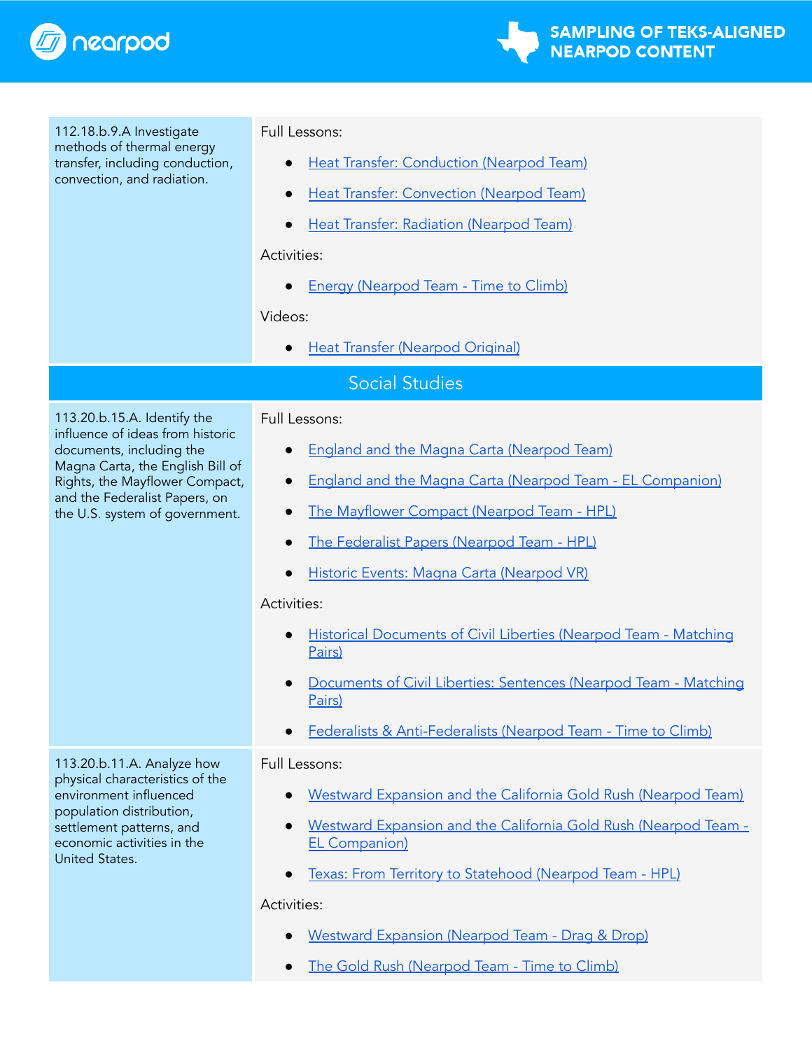| | |
|---|---|
| 112.18.b.9.A Investigate methods of thermal energy transfer, including conduction, convection, and radiation. | Full Lessons:<br>• Heat Transfer: Conduction (Nearpod Team)<br>• Heat Transfer: Convection (Nearpod Team)<br>• Heat Transfer: Radiation (Nearpod Team)<br>Activities:<br>• Energy (Nearpod Team - Time to Climb)<br>Videos:<br>• Heat Transfer (Nearpod Original) |
| **Social Studies** | |
| 113.20.b.15.A. Identify the influence of ideas from historic documents, including the Magna Carta, the English Bill of Rights, the Mayflower Compact, and the Federalist Papers, on the U.S. system of government. | Full Lessons:<br>• England and the Magna Carta (Nearpod Team)<br>• England and the Magna Carta (Nearpod Team - EL Companion)<br>• The Mayflower Compact (Nearpod Team - HPL)<br>• The Federalist Papers (Nearpod Team - HPL)<br>• Historic Events: Magna Carta (Nearpod VR)<br>Activities:<br>• Historical Documents of Civil Liberties (Nearpod Team - Matching Pairs)<br>• Documents of Civil Liberties: Sentences (Nearpod Team - Matching Pairs)<br>• Federalists & Anti-Federalists (Nearpod Team - Time to Climb) |
| 113.20.b.11.A. Analyze how physical characteristics of the environment influenced population distribution, settlement patterns, and economic activities in the United States. | Full Lessons:<br>• Westward Expansion and the California Gold Rush (Nearpod Team)<br>• Westward Expansion and the California Gold Rush (Nearpod Team - EL Companion)<br>• Texas: From Territory to Statehood (Nearpod Team - HPL)<br>Activities:<br>• Westward Expansion (Nearpod Team - Drag & Drop)<br>• The Gold Rush (Nearpod Team - Time to Climb) |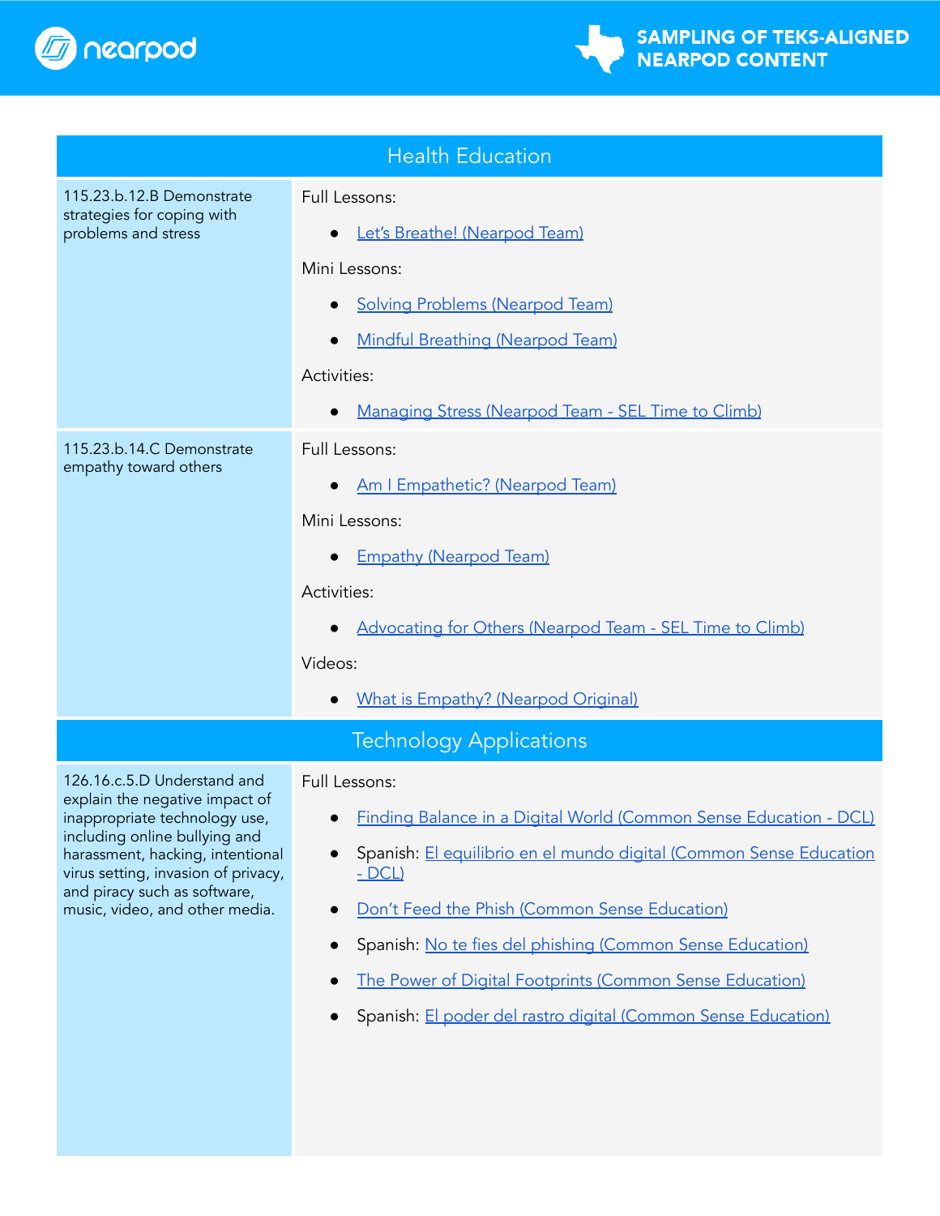## Health Education

| Standard | Content |
|---|---|
| 115.23.b.12.B Demonstrate strategies for coping with problems and stress | Full Lessons:<br>• Let's Breathe! (Nearpod Team)<br>Mini Lessons:<br>• Solving Problems (Nearpod Team)<br>• Mindful Breathing (Nearpod Team)<br>Activities:<br>• Managing Stress (Nearpod Team - SEL Time to Climb) |
| 115.23.b.14.C Demonstrate empathy toward others | Full Lessons:<br>• Am I Empathetic? (Nearpod Team)<br>Mini Lessons:<br>• Empathy (Nearpod Team)<br>Activities:<br>• Advocating for Others (Nearpod Team - SEL Time to Climb)<br>Videos:<br>• What is Empathy? (Nearpod Original) |

## Technology Applications

| Standard | Content |
|---|---|
| 126.16.c.5.D Understand and explain the negative impact of inappropriate technology use, including online bullying and harassment, hacking, intentional virus setting, invasion of privacy, and piracy such as software, music, video, and other media. | Full Lessons:<br>• Finding Balance in a Digital World (Common Sense Education - DCL)<br>• Spanish: El equilibrio en el mundo digital (Common Sense Education - DCL)<br>• Don't Feed the Phish (Common Sense Education)<br>• Spanish: No te fíes del phishing (Common Sense Education)<br>• The Power of Digital Footprints (Common Sense Education)<br>• Spanish: El poder del rastro digital (Common Sense Education) |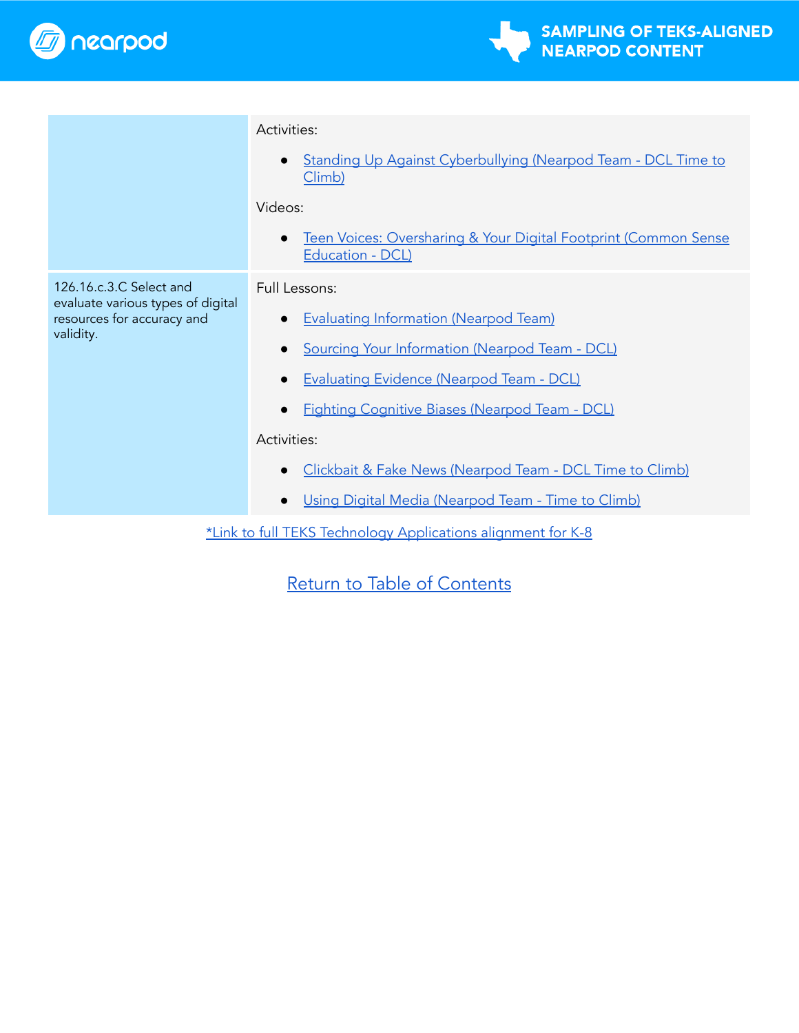| | |
|---|---|
| | Activities:<br>• Standing Up Against Cyberbullying (Nearpod Team - DCL Time to Climb)<br><br>Videos:<br>• Teen Voices: Oversharing & Your Digital Footprint (Common Sense Education - DCL) |
| 126.16.c.3.C Select and evaluate various types of digital resources for accuracy and validity. | Full Lessons:<br>• Evaluating Information (Nearpod Team)<br>• Sourcing Your Information (Nearpod Team - DCL)<br>• Evaluating Evidence (Nearpod Team - DCL)<br>• Fighting Cognitive Biases (Nearpod Team - DCL)<br><br>Activities:<br>• Clickbait & Fake News (Nearpod Team - DCL Time to Climb)<br>• Using Digital Media (Nearpod Team - Time to Climb) |

*Link to full TEKS Technology Applications alignment for K-8

Return to Table of Contents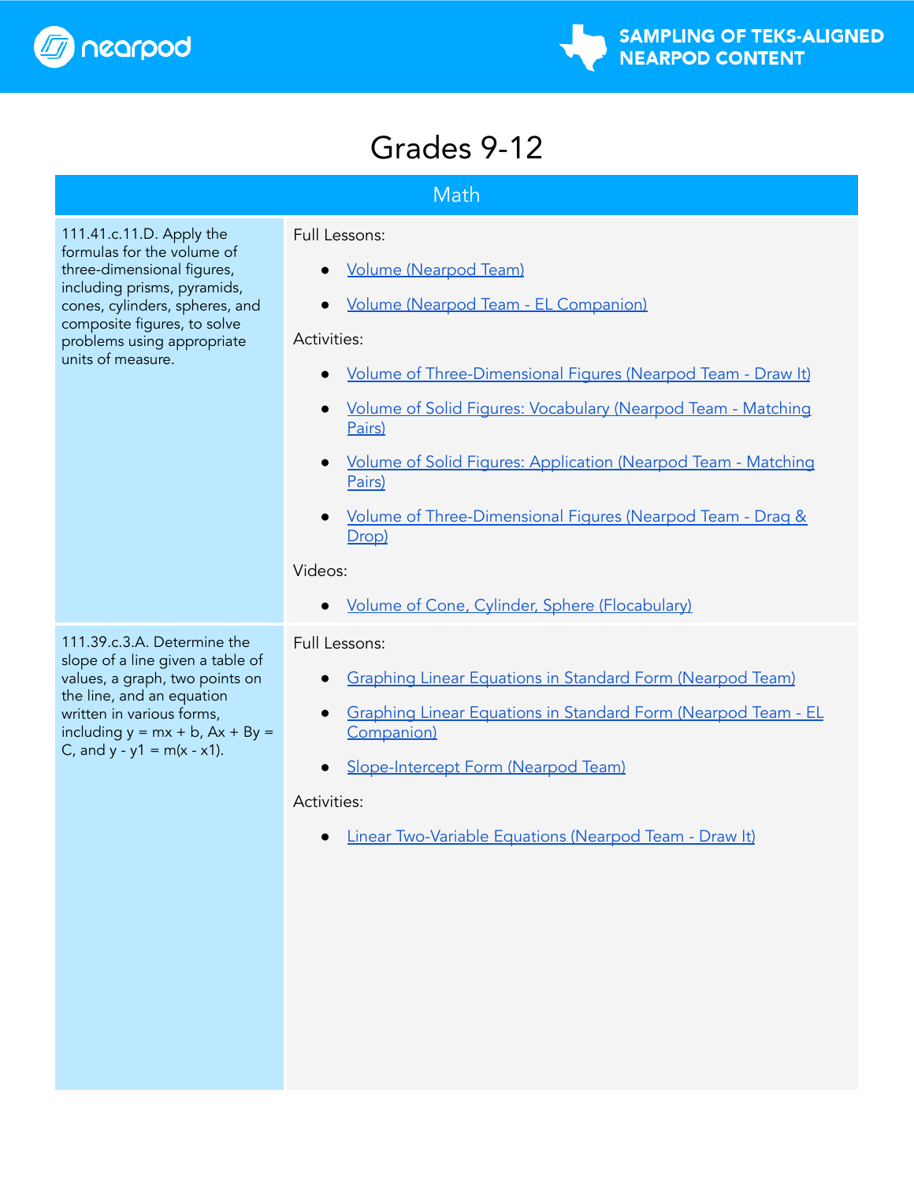# Grades 9-12

| Math | |
|---|---|
| 111.41.c.11.D. Apply the formulas for the volume of three-dimensional figures, including prisms, pyramids, cones, cylinders, spheres, and composite figures, to solve problems using appropriate units of measure. | Full Lessons:<br>• Volume (Nearpod Team)<br>• Volume (Nearpod Team - EL Companion)<br>Activities:<br>• Volume of Three-Dimensional Figures (Nearpod Team - Draw It)<br>• Volume of Solid Figures: Vocabulary (Nearpod Team - Matching Pairs)<br>• Volume of Solid Figures: Application (Nearpod Team - Matching Pairs)<br>• Volume of Three-Dimensional Figures (Nearpod Team - Drag & Drop)<br>Videos:<br>• Volume of Cone, Cylinder, Sphere (Flocabulary) |
| 111.39.c.3.A. Determine the slope of a line given a table of values, a graph, two points on the line, and an equation written in various forms, including $y = mx + b$, $Ax + By = C$, and $y - y1 = m(x - x1)$. | Full Lessons:<br>• Graphing Linear Equations in Standard Form (Nearpod Team)<br>• Graphing Linear Equations in Standard Form (Nearpod Team - EL Companion)<br>• Slope-Intercept Form (Nearpod Team)<br>Activities:<br>• Linear Two-Variable Equations (Nearpod Team - Draw It) |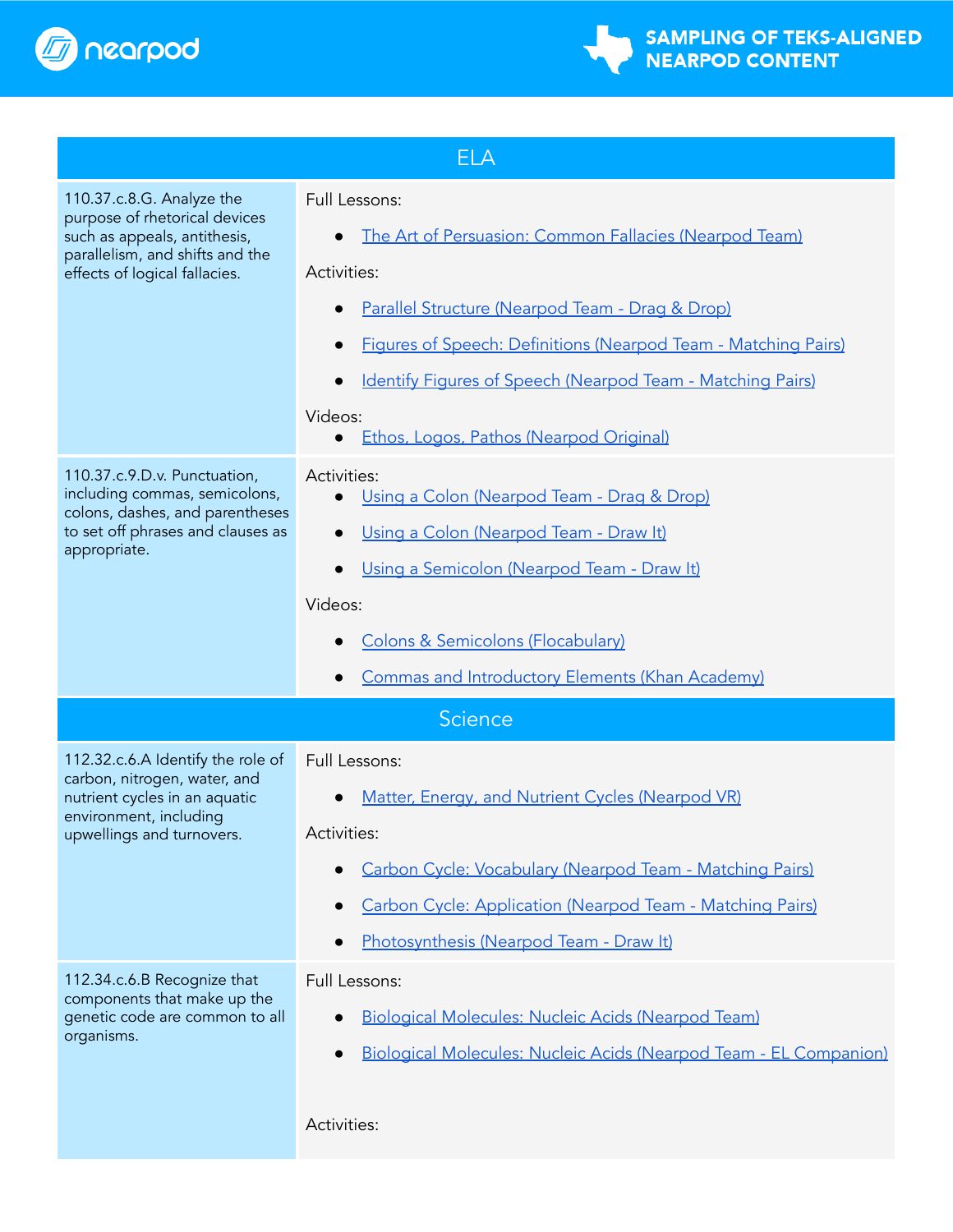## ELA

| Standard | Resources |
|---|---|
| 110.37.c.8.G. Analyze the purpose of rhetorical devices such as appeals, antithesis, parallelism, and shifts and the effects of logical fallacies. | Full Lessons:<br>• The Art of Persuasion: Common Fallacies (Nearpod Team)<br>Activities:<br>• Parallel Structure (Nearpod Team - Drag & Drop)<br>• Figures of Speech: Definitions (Nearpod Team - Matching Pairs)<br>• Identify Figures of Speech (Nearpod Team - Matching Pairs)<br>Videos:<br>• Ethos, Logos, Pathos (Nearpod Original) |
| 110.37.c.9.D.v. Punctuation, including commas, semicolons, colons, dashes, and parentheses to set off phrases and clauses as appropriate. | Activities:<br>• Using a Colon (Nearpod Team - Drag & Drop)<br>• Using a Colon (Nearpod Team - Draw It)<br>• Using a Semicolon (Nearpod Team - Draw It)<br>Videos:<br>• Colons & Semicolons (Flocabulary)<br>• Commas and Introductory Elements (Khan Academy) |

## Science

| Standard | Resources |
|---|---|
| 112.32.c.6.A Identify the role of carbon, nitrogen, water, and nutrient cycles in an aquatic environment, including upwellings and turnovers. | Full Lessons:<br>• Matter, Energy, and Nutrient Cycles (Nearpod VR)<br>Activities:<br>• Carbon Cycle: Vocabulary (Nearpod Team - Matching Pairs)<br>• Carbon Cycle: Application (Nearpod Team - Matching Pairs)<br>• Photosynthesis (Nearpod Team - Draw It) |
| 112.34.c.6.B Recognize that components that make up the genetic code are common to all organisms. | Full Lessons:<br>• Biological Molecules: Nucleic Acids (Nearpod Team)<br>• Biological Molecules: Nucleic Acids (Nearpod Team - EL Companion)<br>Activities: |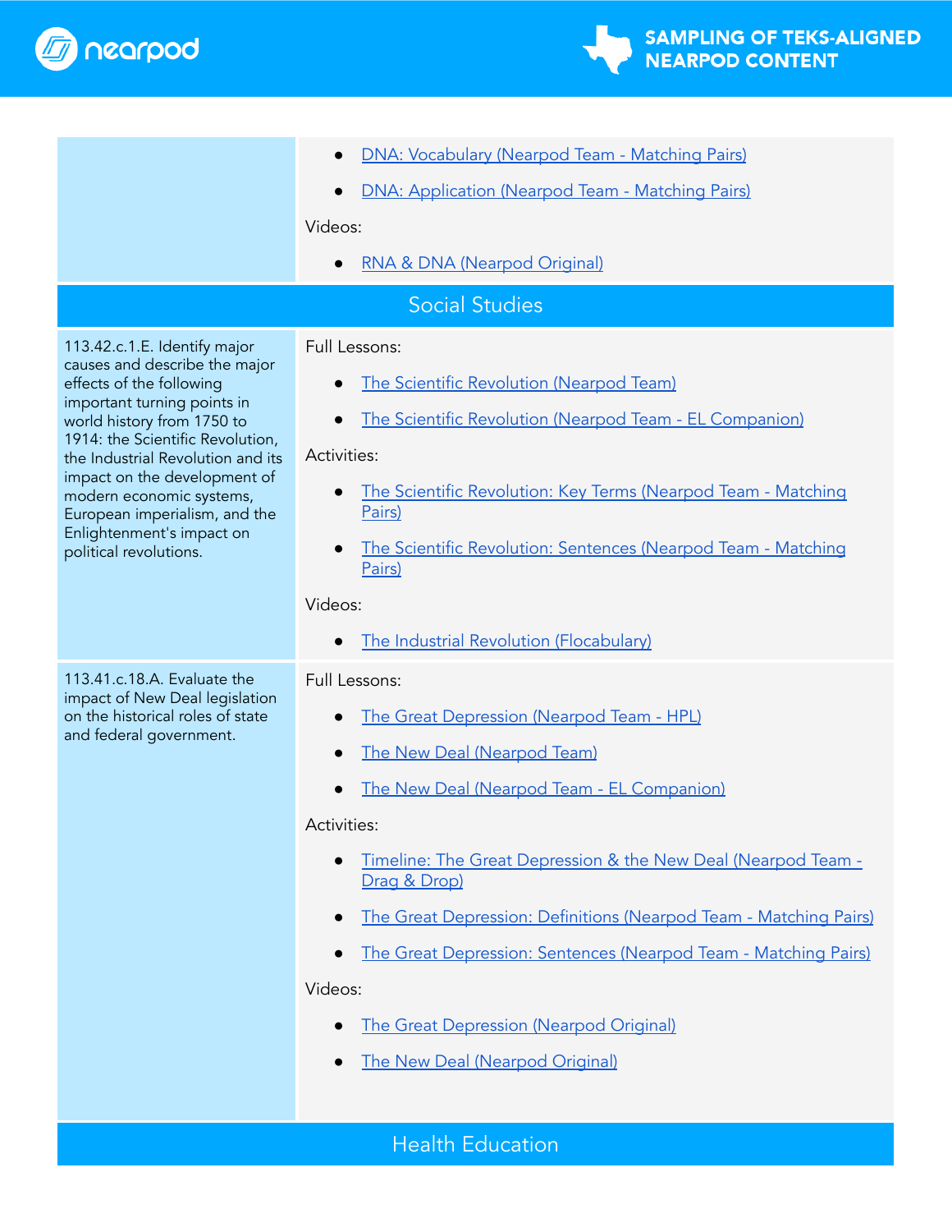| | |
|---|---|
| | • DNA: Vocabulary (Nearpod Team - Matching Pairs)<br>• DNA: Application (Nearpod Team - Matching Pairs)<br><br>Videos:<br><br>• RNA & DNA (Nearpod Original) |
| **Social Studies** | |
| 113.42.c.1.E. Identify major causes and describe the major effects of the following important turning points in world history from 1750 to 1914: the Scientific Revolution, the Industrial Revolution and its impact on the development of modern economic systems, European imperialism, and the Enlightenment's impact on political revolutions. | Full Lessons:<br><br>• The Scientific Revolution (Nearpod Team)<br>• The Scientific Revolution (Nearpod Team - EL Companion)<br><br>Activities:<br><br>• The Scientific Revolution: Key Terms (Nearpod Team - Matching Pairs)<br>• The Scientific Revolution: Sentences (Nearpod Team - Matching Pairs)<br><br>Videos:<br><br>• The Industrial Revolution (Flocabulary) |
| 113.41.c.18.A. Evaluate the impact of New Deal legislation on the historical roles of state and federal government. | Full Lessons:<br><br>• The Great Depression (Nearpod Team - HPL)<br>• The New Deal (Nearpod Team)<br>• The New Deal (Nearpod Team - EL Companion)<br><br>Activities:<br><br>• Timeline: The Great Depression & the New Deal (Nearpod Team - Drag & Drop)<br>• The Great Depression: Definitions (Nearpod Team - Matching Pairs)<br>• The Great Depression: Sentences (Nearpod Team - Matching Pairs)<br><br>Videos:<br><br>• The Great Depression (Nearpod Original)<br>• The New Deal (Nearpod Original) |
| **Health Education** | |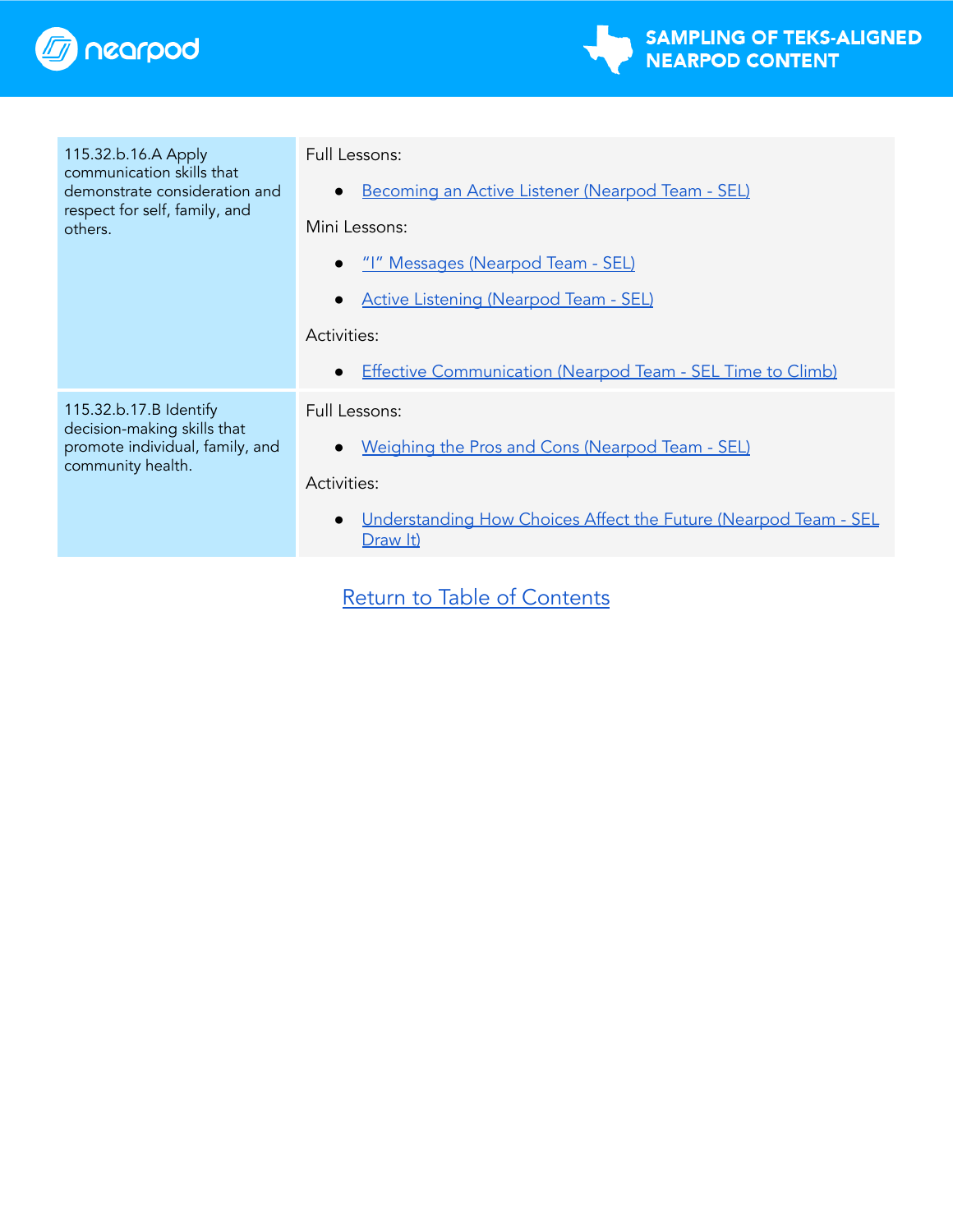| | |
|---|---|
| 115.32.b.16.A Apply communication skills that demonstrate consideration and respect for self, family, and others. | Full Lessons:<br>• Becoming an Active Listener (Nearpod Team - SEL)<br>Mini Lessons:<br>• "I" Messages (Nearpod Team - SEL)<br>• Active Listening (Nearpod Team - SEL)<br>Activities:<br>• Effective Communication (Nearpod Team - SEL Time to Climb) |
| 115.32.b.17.B Identify decision-making skills that promote individual, family, and community health. | Full Lessons:<br>• Weighing the Pros and Cons (Nearpod Team - SEL)<br>Activities:<br>• Understanding How Choices Affect the Future (Nearpod Team - SEL Draw It) |

Return to Table of Contents